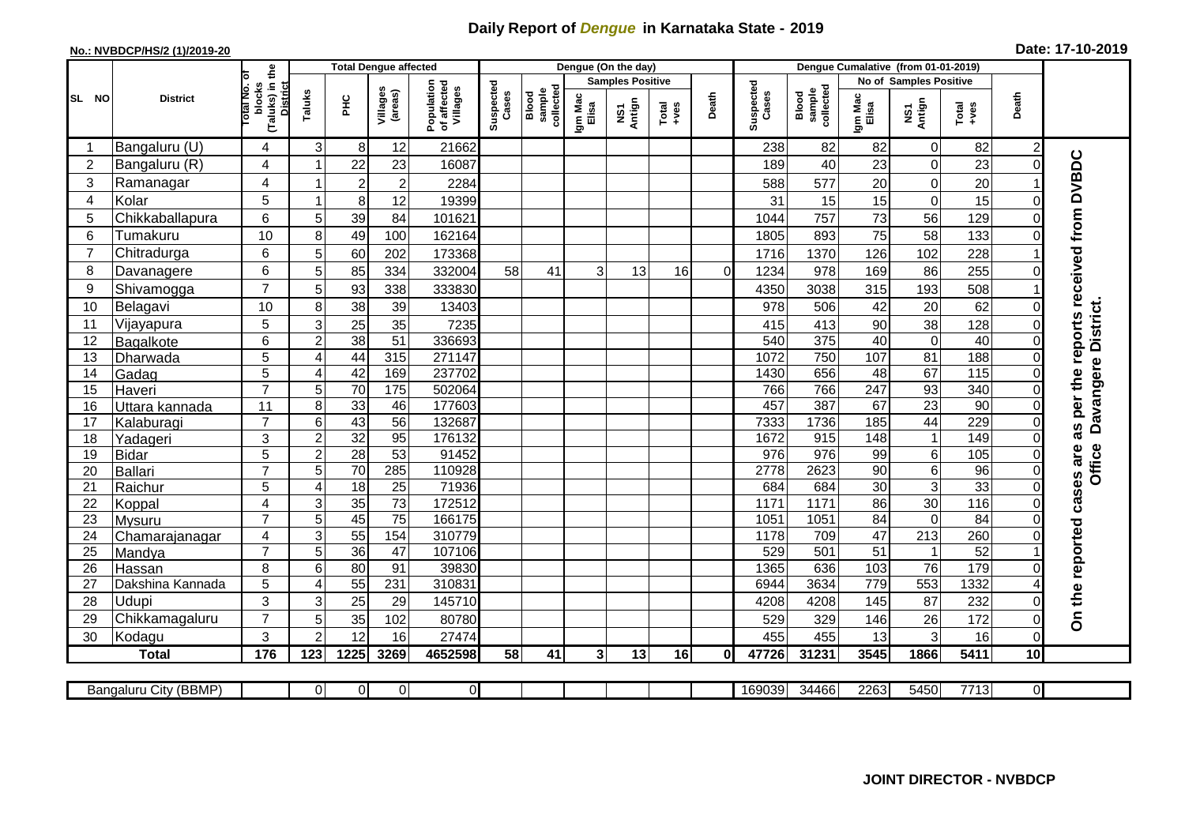# Daily Report of *Dengue* in Karnataka State - 2019

**No.: NVBDCP/HS/2 (1)/2019-20**

**Date: 17-10-2019**

| SL NO | District | Total No. of blocks (Taluks) in the District | Total Dengue affected | | | | Dengue (On the day) | | | | | | Dengue Cumalative (from 01-01-2019) | | | | | | |
|---|---|---|---|---|---|---|---|---|---|---|---|---|---|---|---|---|---|---|---|
| | | | Taluks | PHC | Villages (areas) | Population of affected Villages | Suspected Cases | Blood sample collected | Samples Positive | | | Death | Suspected Cases | Blood sample collected | No of Samples Positive | | | Death | |
| | | | | | | | | | Igm Mac Elisa | NS1 Antign | Total +ves | | | | Igm Mac Elisa | NS1 Antign | Total +ves | | |
| 1 | Bangaluru (U) | 4 | 3 | 8 | 12 | 21662 | | | | | | | 238 | 82 | 82 | 0 | 82 | 2 | On the reported cases are as per the reports received from DVBDC Office Davangere District. |
| 2 | Bangaluru (R) | 4 | 1 | 22 | 23 | 16087 | | | | | | | 189 | 40 | 23 | 0 | 23 | 0 | |
| 3 | Ramanagar | 4 | 1 | 2 | 2 | 2284 | | | | | | | 588 | 577 | 20 | 0 | 20 | 1 | |
| 4 | Kolar | 5 | 1 | 8 | 12 | 19399 | | | | | | | 31 | 15 | 15 | 0 | 15 | 0 | |
| 5 | Chikkaballapura | 6 | 5 | 39 | 84 | 101621 | | | | | | | 1044 | 757 | 73 | 56 | 129 | 0 | |
| 6 | Tumakuru | 10 | 8 | 49 | 100 | 162164 | | | | | | | 1805 | 893 | 75 | 58 | 133 | 0 | |
| 7 | Chitradurga | 6 | 5 | 60 | 202 | 173368 | | | | | | | 1716 | 1370 | 126 | 102 | 228 | 1 | |
| 8 | Davanagere | 6 | 5 | 85 | 334 | 332004 | 58 | 41 | 3 | 13 | 16 | 0 | 1234 | 978 | 169 | 86 | 255 | 0 | |
| 9 | Shivamogga | 7 | 5 | 93 | 338 | 333830 | | | | | | | 4350 | 3038 | 315 | 193 | 508 | 1 | |
| 10 | Belagavi | 10 | 8 | 38 | 39 | 13403 | | | | | | | 978 | 506 | 42 | 20 | 62 | 0 | |
| 11 | Vijayapura | 5 | 3 | 25 | 35 | 7235 | | | | | | | 415 | 413 | 90 | 38 | 128 | 0 | |
| 12 | Bagalkote | 6 | 2 | 38 | 51 | 336693 | | | | | | | 540 | 375 | 40 | 0 | 40 | 0 | |
| 13 | Dharwada | 5 | 4 | 44 | 315 | 271147 | | | | | | | 1072 | 750 | 107 | 81 | 188 | 0 | |
| 14 | Gadag | 5 | 4 | 42 | 169 | 237702 | | | | | | | 1430 | 656 | 48 | 67 | 115 | 0 | |
| 15 | Haveri | 7 | 5 | 70 | 175 | 502064 | | | | | | | 766 | 766 | 247 | 93 | 340 | 0 | |
| 16 | Uttara kannada | 11 | 8 | 33 | 46 | 177603 | | | | | | | 457 | 387 | 67 | 23 | 90 | 0 | |
| 17 | Kalaburagi | 7 | 6 | 43 | 56 | 132687 | | | | | | | 7333 | 1736 | 185 | 44 | 229 | 0 | |
| 18 | Yadageri | 3 | 2 | 32 | 95 | 176132 | | | | | | | 1672 | 915 | 148 | 1 | 149 | 0 | |
| 19 | Bidar | 5 | 2 | 28 | 53 | 91452 | | | | | | | 976 | 976 | 99 | 6 | 105 | 0 | |
| 20 | Ballari | 7 | 5 | 70 | 285 | 110928 | | | | | | | 2778 | 2623 | 90 | 6 | 96 | 0 | |
| 21 | Raichur | 5 | 4 | 18 | 25 | 71936 | | | | | | | 684 | 684 | 30 | 3 | 33 | 0 | |
| 22 | Koppal | 4 | 3 | 35 | 73 | 172512 | | | | | | | 1171 | 1171 | 86 | 30 | 116 | 0 | |
| 23 | Mysuru | 7 | 5 | 45 | 75 | 166175 | | | | | | | 1051 | 1051 | 84 | 0 | 84 | 0 | |
| 24 | Chamarajanagar | 4 | 3 | 55 | 154 | 310779 | | | | | | | 1178 | 709 | 47 | 213 | 260 | 0 | |
| 25 | Mandya | 7 | 5 | 36 | 47 | 107106 | | | | | | | 529 | 501 | 51 | 1 | 52 | 1 | |
| 26 | Hassan | 8 | 6 | 80 | 91 | 39830 | | | | | | | 1365 | 636 | 103 | 76 | 179 | 0 | |
| 27 | Dakshina Kannada | 5 | 4 | 55 | 231 | 310831 | | | | | | | 6944 | 3634 | 779 | 553 | 1332 | 4 | |
| 28 | Udupi | 3 | 3 | 25 | 29 | 145710 | | | | | | | 4208 | 4208 | 145 | 87 | 232 | 0 | |
| 29 | Chikkamagaluru | 7 | 5 | 35 | 102 | 80780 | | | | | | | 529 | 329 | 146 | 26 | 172 | 0 | |
| 30 | Kodagu | 3 | 2 | 12 | 16 | 27474 | | | | | | | 455 | 455 | 13 | 3 | 16 | 0 | |
| | **Total** | **176** | **123** | **1225** | **3269** | **4652598** | **58** | **41** | **3** | **13** | **16** | **0** | **47726** | **31231** | **3545** | **1866** | **5411** | **10** | |

| Bangaluru City (BBMP) | | 0 | 0 | 0 | 0 | | | | | | | 169039 | 34466 | 2263 | 5450 | 7713 | 0 | |
|---|---|---|---|---|---|---|---|---|---|---|---|---|---|---|---|---|---|---|

**JOINT DIRECTOR - NVBDCP**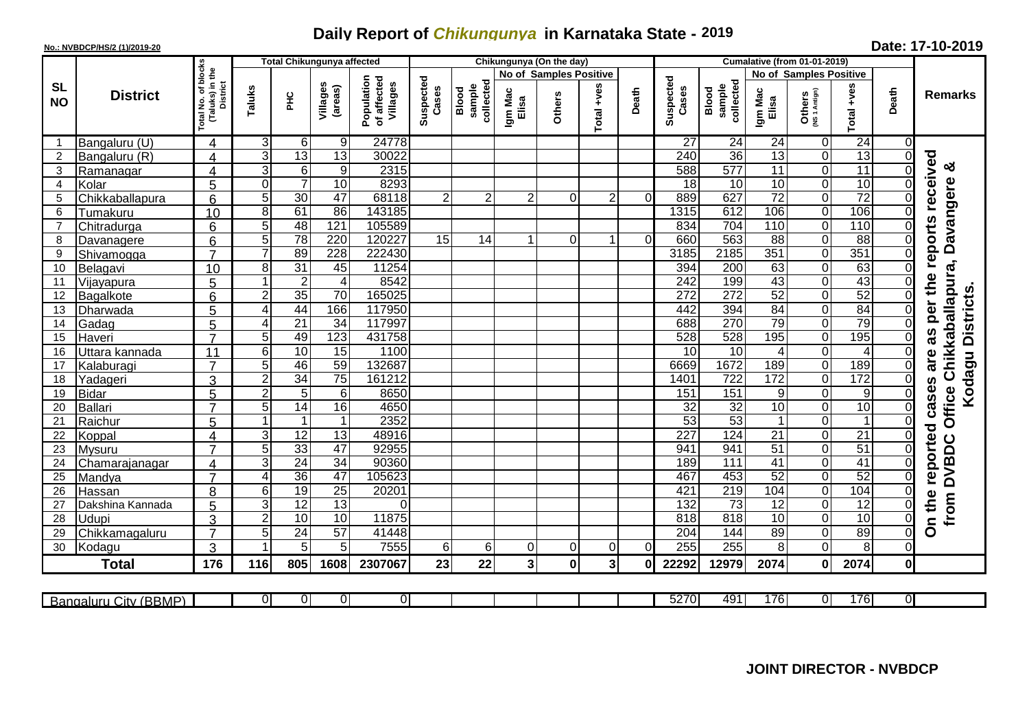No.: NVBDCP/HS/2 (1)/2019-20

# Daily Report of *Chikungunya* in Karnataka State - 2019

Date: 17-10-2019

| SL NO | District | Total No. of blocks (Taluks) in the District | Total Chikungunya affected | | | | Chikungunya (On the day) | | | | | | | Cumalative (from 01-01-2019) | | | | | | | Remarks |
|---|---|---|---|---|---|---|---|---|---|---|---|---|---|---|---|---|---|---|---|---|---|
| | | | Taluks | PHC | Villages (areas) | Population of affected Villages | Suspected Cases | Blood sample collected | No of Samples Positive | | | Death | Suspected Cases | Blood sample collected | No of Samples Positive | | | Death | |
| | | | | | | | | | Igm Mac Elisa | Others | Total +ves | | | | Igm Mac Elisa | Others (NS 1 Antign) | Total +ves | | |
| 1 | Bangaluru (U) | 4 | 3 | 6 | 9 | 24778 | | | | | | | 27 | 24 | 24 | 0 | 24 | 0 | On the reported cases are as per the reports received from DVBDC Office Chikkaballapura, Davangere & Kodagu Districts. |
| 2 | Bangaluru (R) | 4 | 3 | 13 | 13 | 30022 | | | | | | | 240 | 36 | 13 | 0 | 13 | 0 | |
| 3 | Ramanagar | 4 | 3 | 6 | 9 | 2315 | | | | | | | 588 | 577 | 11 | 0 | 11 | 0 | |
| 4 | Kolar | 5 | 0 | 7 | 10 | 8293 | | | | | | | 18 | 10 | 10 | 0 | 10 | 0 | |
| 5 | Chikkaballapura | 6 | 5 | 30 | 47 | 68118 | 2 | 2 | 2 | 0 | 2 | 0 | 889 | 627 | 72 | 0 | 72 | 0 | |
| 6 | Tumakuru | 10 | 8 | 61 | 86 | 143185 | | | | | | | 1315 | 612 | 106 | 0 | 106 | 0 | |
| 7 | Chitradurga | 6 | 5 | 48 | 121 | 105589 | | | | | | | 834 | 704 | 110 | 0 | 110 | 0 | |
| 8 | Davanagere | 6 | 5 | 78 | 220 | 120227 | 15 | 14 | 1 | 0 | 1 | 0 | 660 | 563 | 88 | 0 | 88 | 0 | |
| 9 | Shivamogga | 7 | 7 | 89 | 228 | 222430 | | | | | | | 3185 | 2185 | 351 | 0 | 351 | 0 | |
| 10 | Belagavi | 10 | 8 | 31 | 45 | 11254 | | | | | | | 394 | 200 | 63 | 0 | 63 | 0 | |
| 11 | Vijayapura | 5 | 1 | 2 | 4 | 8542 | | | | | | | 242 | 199 | 43 | 0 | 43 | 0 | |
| 12 | Bagalkote | 6 | 2 | 35 | 70 | 165025 | | | | | | | 272 | 272 | 52 | 0 | 52 | 0 | |
| 13 | Dharwada | 5 | 4 | 44 | 166 | 117950 | | | | | | | 442 | 394 | 84 | 0 | 84 | 0 | |
| 14 | Gadag | 5 | 4 | 21 | 34 | 117997 | | | | | | | 688 | 270 | 79 | 0 | 79 | 0 | |
| 15 | Haveri | 7 | 5 | 49 | 123 | 431758 | | | | | | | 528 | 528 | 195 | 0 | 195 | 0 | |
| 16 | Uttara kannada | 11 | 6 | 10 | 15 | 1100 | | | | | | | 10 | 10 | 4 | 0 | 4 | 0 | |
| 17 | Kalaburagi | 7 | 5 | 46 | 59 | 132687 | | | | | | | 6669 | 1672 | 189 | 0 | 189 | 0 | |
| 18 | Yadageri | 3 | 2 | 34 | 75 | 161212 | | | | | | | 1401 | 722 | 172 | 0 | 172 | 0 | |
| 19 | Bidar | 5 | 2 | 5 | 6 | 8650 | | | | | | | 151 | 151 | 9 | 0 | 9 | 0 | |
| 20 | Ballari | 7 | 5 | 14 | 16 | 4650 | | | | | | | 32 | 32 | 10 | 0 | 10 | 0 | |
| 21 | Raichur | 5 | 1 | 1 | 1 | 2352 | | | | | | | 53 | 53 | 1 | 0 | 1 | 0 | |
| 22 | Koppal | 4 | 3 | 12 | 13 | 48916 | | | | | | | 227 | 124 | 21 | 0 | 21 | 0 | |
| 23 | Mysuru | 7 | 5 | 33 | 47 | 92955 | | | | | | | 941 | 941 | 51 | 0 | 51 | 0 | |
| 24 | Chamarajanagar | 4 | 3 | 24 | 34 | 90360 | | | | | | | 189 | 111 | 41 | 0 | 41 | 0 | |
| 25 | Mandya | 7 | 4 | 36 | 47 | 105623 | | | | | | | 467 | 453 | 52 | 0 | 52 | 0 | |
| 26 | Hassan | 8 | 6 | 19 | 25 | 20201 | | | | | | | 421 | 219 | 104 | 0 | 104 | 0 | |
| 27 | Dakshina Kannada | 5 | 3 | 12 | 13 | 0 | | | | | | | 132 | 73 | 12 | 0 | 12 | 0 | |
| 28 | Udupi | 3 | 2 | 10 | 10 | 11875 | | | | | | | 818 | 818 | 10 | 0 | 10 | 0 | |
| 29 | Chikkamagaluru | 7 | 5 | 24 | 57 | 41448 | | | | | | | 204 | 144 | 89 | 0 | 89 | 0 | |
| 30 | Kodagu | 3 | 1 | 5 | 5 | 7555 | 6 | 6 | 0 | 0 | 0 | 0 | 255 | 255 | 8 | 0 | 8 | 0 | |
| **Total** | | **176** | **116** | **805** | **1608** | **2307067** | **23** | **22** | **3** | **0** | **3** | **0** | **22292** | **12979** | **2074** | **0** | **2074** | **0** | |

| Bangaluru City (BBMP) | | 0 | 0 | 0 | 0 | | | | | | | 5270 | 491 | 176 | 0 | 176 | 0 | |
|---|---|---|---|---|---|---|---|---|---|---|---|---|---|---|---|---|---|---|

**JOINT DIRECTOR - NVBDCP**